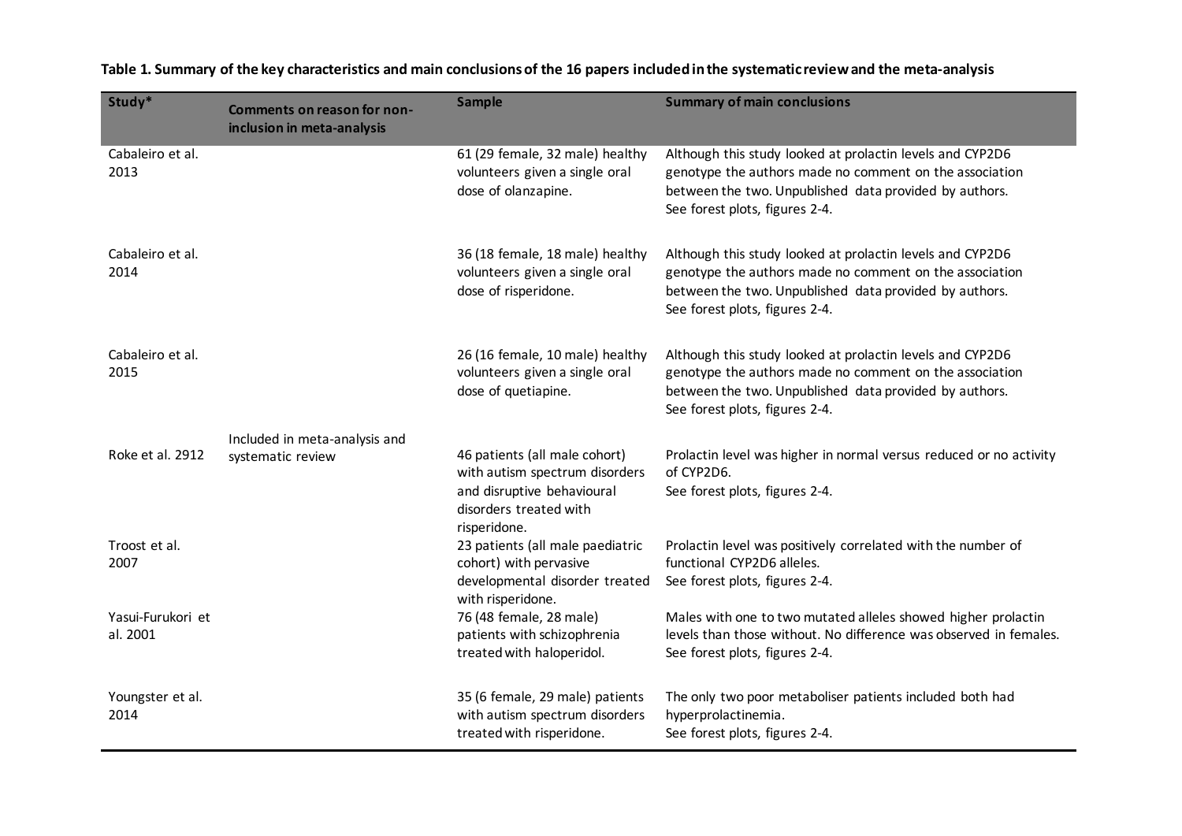**Table 1. Summary of the key characteristics and main conclusions of the 16 papers included in the systematic review and the meta-analysis**

| Study* | Comments on reason for non-inclusion in meta-analysis | Sample | Summary of main conclusions |
|---|---|---|---|
| Cabaleiro et al. 2013 | | 61 (29 female, 32 male) healthy volunteers given a single oral dose of olanzapine. | Although this study looked at prolactin levels and CYP2D6 genotype the authors made no comment on the association between the two. Unpublished data provided by authors. See forest plots, figures 2-4. |
| Cabaleiro et al. 2014 | | 36 (18 female, 18 male) healthy volunteers given a single oral dose of risperidone. | Although this study looked at prolactin levels and CYP2D6 genotype the authors made no comment on the association between the two. Unpublished data provided by authors. See forest plots, figures 2-4. |
| Cabaleiro et al. 2015 | | 26 (16 female, 10 male) healthy volunteers given a single oral dose of quetiapine. | Although this study looked at prolactin levels and CYP2D6 genotype the authors made no comment on the association between the two. Unpublished data provided by authors. See forest plots, figures 2-4. |
| Roke et al. 2912 | Included in meta-analysis and systematic review | 46 patients (all male cohort) with autism spectrum disorders and disruptive behavioural disorders treated with risperidone. | Prolactin level was higher in normal versus reduced or no activity of CYP2D6. See forest plots, figures 2-4. |
| Troost et al. 2007 | | 23 patients (all male paediatric cohort) with pervasive developmental disorder treated with risperidone. | Prolactin level was positively correlated with the number of functional CYP2D6 alleles. See forest plots, figures 2-4. |
| Yasui-Furukori et al. 2001 | | 76 (48 female, 28 male) patients with schizophrenia treated with haloperidol. | Males with one to two mutated alleles showed higher prolactin levels than those without. No difference was observed in females. See forest plots, figures 2-4. |
| Youngster et al. 2014 | | 35 (6 female, 29 male) patients with autism spectrum disorders treated with risperidone. | The only two poor metaboliser patients included both had hyperprolactinemia. See forest plots, figures 2-4. |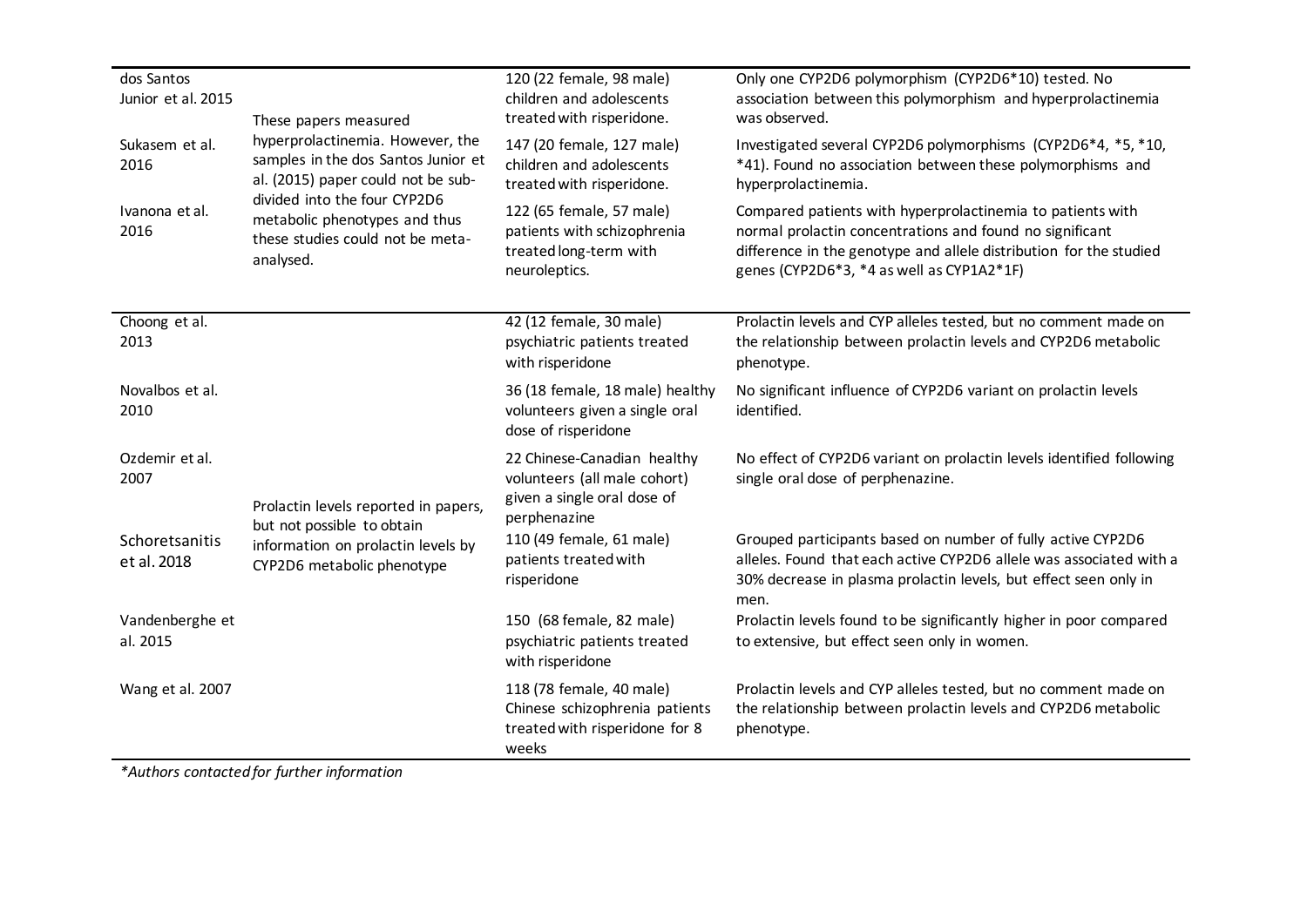| | | | |
|---|---|---|---|
| dos Santos Junior et al. 2015 | These papers measured hyperprolactinemia. However, the samples in the dos Santos Junior et al. (2015) paper could not be sub-divided into the four CYP2D6 metabolic phenotypes and thus these studies could not be meta-analysed. | 120 (22 female, 98 male) children and adolescents treated with risperidone. | Only one CYP2D6 polymorphism (CYP2D6*10) tested. No association between this polymorphism and hyperprolactinemia was observed. |
| Sukasem et al. 2016 | | 147 (20 female, 127 male) children and adolescents treated with risperidone. | Investigated several CYP2D6 polymorphisms (CYP2D6*4, *5, *10, *41). Found no association between these polymorphisms and hyperprolactinemia. |
| Ivanona et al. 2016 | | 122 (65 female, 57 male) patients with schizophrenia treated long-term with neuroleptics. | Compared patients with hyperprolactinemia to patients with normal prolactin concentrations and found no significant difference in the genotype and allele distribution for the studied genes (CYP2D6*3, *4 as well as CYP1A2*1F) |
| Choong et al. 2013 | Prolactin levels reported in papers, but not possible to obtain information on prolactin levels by CYP2D6 metabolic phenotype | 42 (12 female, 30 male) psychiatric patients treated with risperidone | Prolactin levels and CYP alleles tested, but no comment made on the relationship between prolactin levels and CYP2D6 metabolic phenotype. |
| Novalbos et al. 2010 | | 36 (18 female, 18 male) healthy volunteers given a single oral dose of risperidone | No significant influence of CYP2D6 variant on prolactin levels identified. |
| Ozdemir et al. 2007 | | 22 Chinese-Canadian healthy volunteers (all male cohort) given a single oral dose of perphenazine | No effect of CYP2D6 variant on prolactin levels identified following single oral dose of perphenazine. |
| Schoretsanitis et al. 2018 | | 110 (49 female, 61 male) patients treated with risperidone | Grouped participants based on number of fully active CYP2D6 alleles. Found that each active CYP2D6 allele was associated with a 30% decrease in plasma prolactin levels, but effect seen only in men. |
| Vandenberghe et al. 2015 | | 150 (68 female, 82 male) psychiatric patients treated with risperidone | Prolactin levels found to be significantly higher in poor compared to extensive, but effect seen only in women. |
| Wang et al. 2007 | | 118 (78 female, 40 male) Chinese schizophrenia patients treated with risperidone for 8 weeks | Prolactin levels and CYP alleles tested, but no comment made on the relationship between prolactin levels and CYP2D6 metabolic phenotype. |

*Authors contacted for further information*